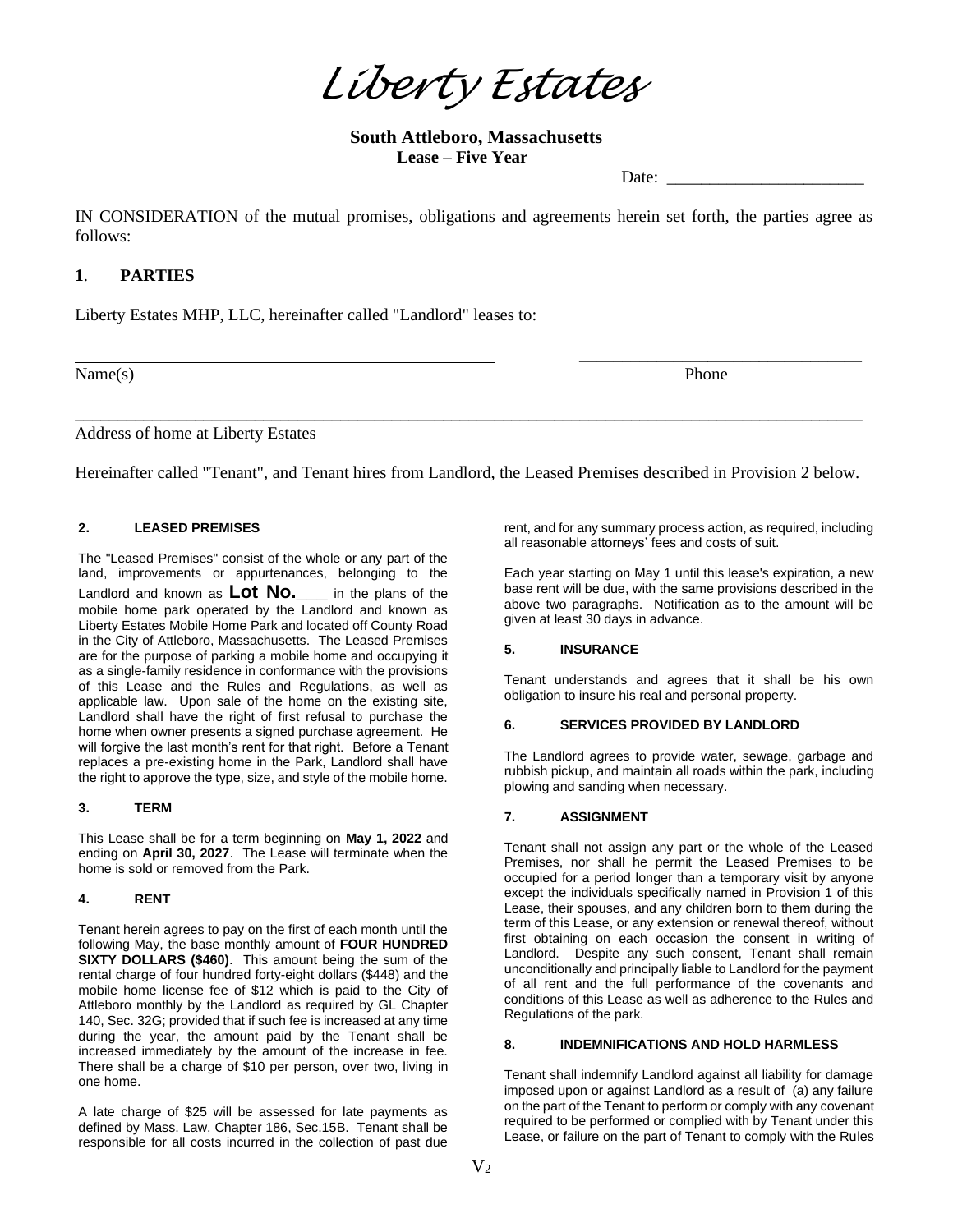# *Liberty Estates*

**South Attleboro, Massachusetts**
**Lease – Five Year**

Date: _______________________

IN CONSIDERATION of the mutual promises, obligations and agreements herein set forth, the parties agree as follows:

## 1. PARTIES

Liberty Estates MHP, LLC, hereinafter called "Landlord" leases to:

_________________________________________________ _________________________________

Name(s) Phone

_____________________________________________________________________________________________

Address of home at Liberty Estates

Hereinafter called "Tenant", and Tenant hires from Landlord, the Leased Premises described in Provision 2 below.

### 2. LEASED PREMISES

The "Leased Premises" consist of the whole or any part of the land, improvements or appurtenances, belonging to the Landlord and known as **Lot No.**____ in the plans of the mobile home park operated by the Landlord and known as Liberty Estates Mobile Home Park and located off County Road in the City of Attleboro, Massachusetts. The Leased Premises are for the purpose of parking a mobile home and occupying it as a single-family residence in conformance with the provisions of this Lease and the Rules and Regulations, as well as applicable law. Upon sale of the home on the existing site, Landlord shall have the right of first refusal to purchase the home when owner presents a signed purchase agreement. He will forgive the last month's rent for that right. Before a Tenant replaces a pre-existing home in the Park, Landlord shall have the right to approve the type, size, and style of the mobile home.

### 3. TERM

This Lease shall be for a term beginning on **May 1, 2022** and ending on **April 30, 2027**. The Lease will terminate when the home is sold or removed from the Park.

### 4. RENT

Tenant herein agrees to pay on the first of each month until the following May, the base monthly amount of **FOUR HUNDRED SIXTY DOLLARS ($460)**. This amount being the sum of the rental charge of four hundred forty-eight dollars ($448) and the mobile home license fee of $12 which is paid to the City of Attleboro monthly by the Landlord as required by GL Chapter 140, Sec. 32G; provided that if such fee is increased at any time during the year, the amount paid by the Tenant shall be increased immediately by the amount of the increase in fee. There shall be a charge of $10 per person, over two, living in one home.

A late charge of $25 will be assessed for late payments as defined by Mass. Law, Chapter 186, Sec.15B. Tenant shall be responsible for all costs incurred in the collection of past due rent, and for any summary process action, as required, including all reasonable attorneys' fees and costs of suit.

Each year starting on May 1 until this lease's expiration, a new base rent will be due, with the same provisions described in the above two paragraphs. Notification as to the amount will be given at least 30 days in advance.

### 5. INSURANCE

Tenant understands and agrees that it shall be his own obligation to insure his real and personal property.

### 6. SERVICES PROVIDED BY LANDLORD

The Landlord agrees to provide water, sewage, garbage and rubbish pickup, and maintain all roads within the park, including plowing and sanding when necessary.

### 7. ASSIGNMENT

Tenant shall not assign any part or the whole of the Leased Premises, nor shall he permit the Leased Premises to be occupied for a period longer than a temporary visit by anyone except the individuals specifically named in Provision 1 of this Lease, their spouses, and any children born to them during the term of this Lease, or any extension or renewal thereof, without first obtaining on each occasion the consent in writing of Landlord. Despite any such consent, Tenant shall remain unconditionally and principally liable to Landlord for the payment of all rent and the full performance of the covenants and conditions of this Lease as well as adherence to the Rules and Regulations of the park.

### 8. INDEMNIFICATIONS AND HOLD HARMLESS

Tenant shall indemnify Landlord against all liability for damage imposed upon or against Landlord as a result of (a) any failure on the part of the Tenant to perform or comply with any covenant required to be performed or complied with by Tenant under this Lease, or failure on the part of Tenant to comply with the Rules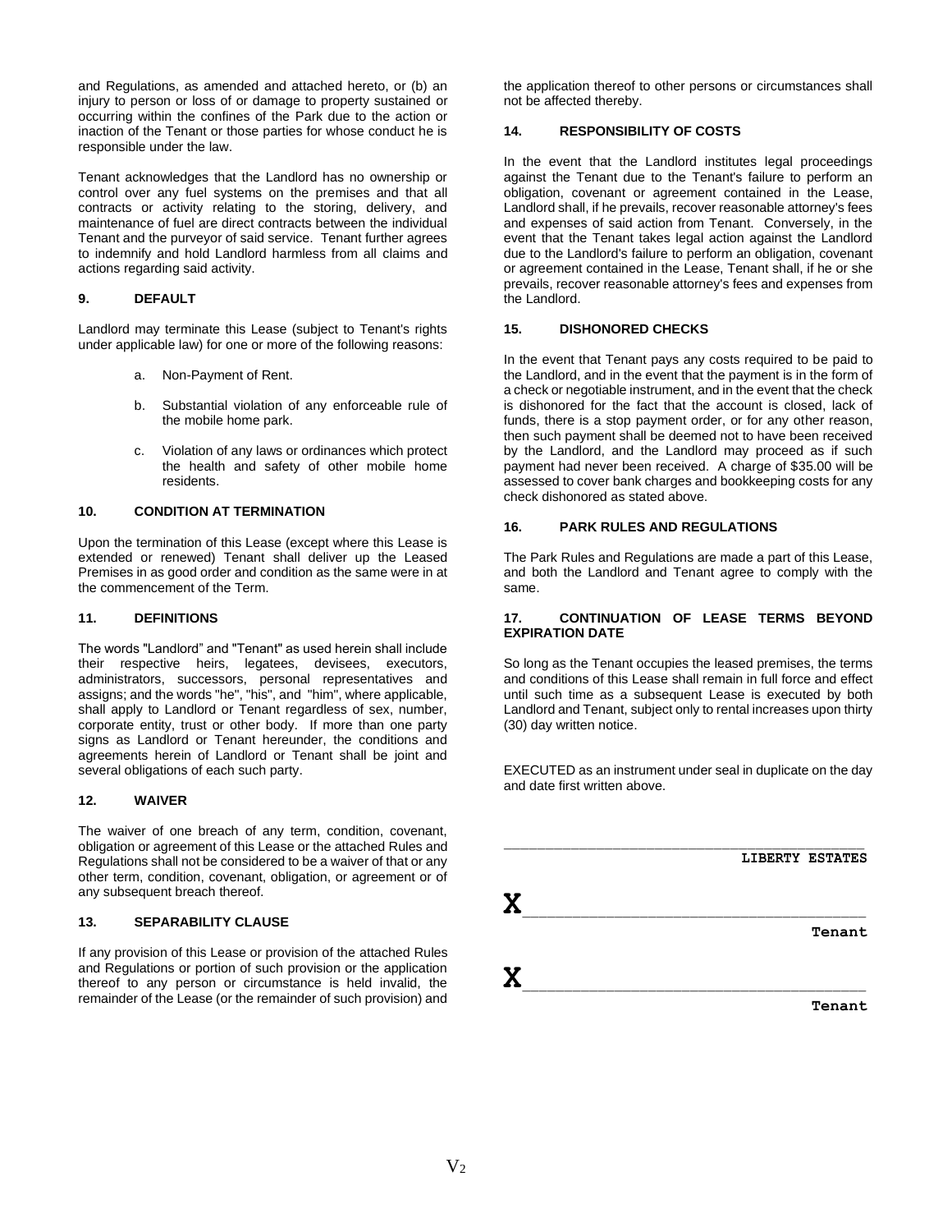and Regulations, as amended and attached hereto, or (b) an injury to person or loss of or damage to property sustained or occurring within the confines of the Park due to the action or inaction of the Tenant or those parties for whose conduct he is responsible under the law.

Tenant acknowledges that the Landlord has no ownership or control over any fuel systems on the premises and that all contracts or activity relating to the storing, delivery, and maintenance of fuel are direct contracts between the individual Tenant and the purveyor of said service. Tenant further agrees to indemnify and hold Landlord harmless from all claims and actions regarding said activity.

### 9. DEFAULT

Landlord may terminate this Lease (subject to Tenant's rights under applicable law) for one or more of the following reasons:

a. Non-Payment of Rent.

b. Substantial violation of any enforceable rule of the mobile home park.

c. Violation of any laws or ordinances which protect the health and safety of other mobile home residents.

### 10. CONDITION AT TERMINATION

Upon the termination of this Lease (except where this Lease is extended or renewed) Tenant shall deliver up the Leased Premises in as good order and condition as the same were in at the commencement of the Term.

### 11. DEFINITIONS

The words "Landlord" and "Tenant" as used herein shall include their respective heirs, legatees, devisees, executors, administrators, successors, personal representatives and assigns; and the words "he", "his", and "him", where applicable, shall apply to Landlord or Tenant regardless of sex, number, corporate entity, trust or other body. If more than one party signs as Landlord or Tenant hereunder, the conditions and agreements herein of Landlord or Tenant shall be joint and several obligations of each such party.

### 12. WAIVER

The waiver of one breach of any term, condition, covenant, obligation or agreement of this Lease or the attached Rules and Regulations shall not be considered to be a waiver of that or any other term, condition, covenant, obligation, or agreement or of any subsequent breach thereof.

### 13. SEPARABILITY CLAUSE

If any provision of this Lease or provision of the attached Rules and Regulations or portion of such provision or the application thereof to any person or circumstance is held invalid, the remainder of the Lease (or the remainder of such provision) and the application thereof to other persons or circumstances shall not be affected thereby.

### 14. RESPONSIBILITY OF COSTS

In the event that the Landlord institutes legal proceedings against the Tenant due to the Tenant's failure to perform an obligation, covenant or agreement contained in the Lease, Landlord shall, if he prevails, recover reasonable attorney's fees and expenses of said action from Tenant. Conversely, in the event that the Tenant takes legal action against the Landlord due to the Landlord's failure to perform an obligation, covenant or agreement contained in the Lease, Tenant shall, if he or she prevails, recover reasonable attorney's fees and expenses from the Landlord.

### 15. DISHONORED CHECKS

In the event that Tenant pays any costs required to be paid to the Landlord, and in the event that the payment is in the form of a check or negotiable instrument, and in the event that the check is dishonored for the fact that the account is closed, lack of funds, there is a stop payment order, or for any other reason, then such payment shall be deemed not to have been received by the Landlord, and the Landlord may proceed as if such payment had never been received. A charge of $35.00 will be assessed to cover bank charges and bookkeeping costs for any check dishonored as stated above.

### 16. PARK RULES AND REGULATIONS

The Park Rules and Regulations are made a part of this Lease, and both the Landlord and Tenant agree to comply with the same.

### 17. CONTINUATION OF LEASE TERMS BEYOND EXPIRATION DATE

So long as the Tenant occupies the leased premises, the terms and conditions of this Lease shall remain in full force and effect until such time as a subsequent Lease is executed by both Landlord and Tenant, subject only to rental increases upon thirty (30) day written notice.

EXECUTED as an instrument under seal in duplicate on the day and date first written above.

\_\_\_\_\_\_\_\_\_\_\_\_\_\_\_\_\_\_\_\_\_\_\_\_\_\_\_\_\_\_\_\_\_\_\_\_\_\_\_\_
**LIBERTY ESTATES**

**X**\_\_\_\_\_\_\_\_\_\_\_\_\_\_\_\_\_\_\_\_\_\_\_\_\_\_\_\_\_\_\_\_\_\_\_\_\_\_\_
**Tenant**

**X**\_\_\_\_\_\_\_\_\_\_\_\_\_\_\_\_\_\_\_\_\_\_\_\_\_\_\_\_\_\_\_\_\_\_\_\_\_\_\_
**Tenant**

V2